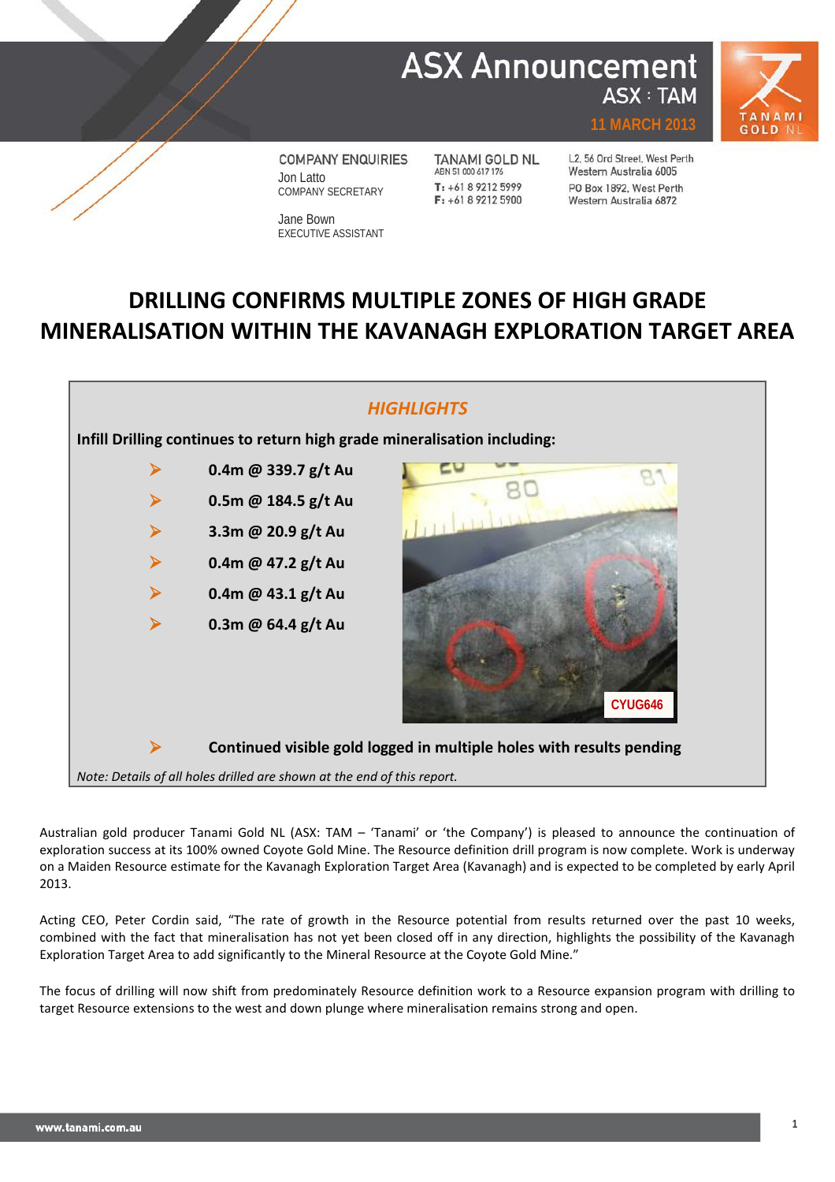# ASX Announcement

ASX : TAM

11 MARCH 2013

COMPANY ENQUIRIES

Jon Latto
COMPANY SECRETARY

Jane Bown
EXECUTIVE ASSISTANT

TANAMI GOLD NL
ABN 51 000 617 176
T: +61 8 9212 5999
F: +61 8 9212 5900

L2, 56 Ord Street, West Perth
Western Australia 6005
PO Box 1892, West Perth
Western Australia 6872

## DRILLING CONFIRMS MULTIPLE ZONES OF HIGH GRADE MINERALISATION WITHIN THE KAVANAGH EXPLORATION TARGET AREA

### *HIGHLIGHTS*

**Infill Drilling continues to return high grade mineralisation including:**

- **0.4m @ 339.7 g/t Au**
- **0.5m @ 184.5 g/t Au**
- **3.3m @ 20.9 g/t Au**
- **0.4m @ 47.2 g/t Au**
- **0.4m @ 43.1 g/t Au**
- **0.3m @ 64.4 g/t Au**

CYUG646

- **Continued visible gold logged in multiple holes with results pending**

*Note: Details of all holes drilled are shown at the end of this report.*

Australian gold producer Tanami Gold NL (ASX: TAM – 'Tanami' or 'the Company') is pleased to announce the continuation of exploration success at its 100% owned Coyote Gold Mine. The Resource definition drill program is now complete. Work is underway on a Maiden Resource estimate for the Kavanagh Exploration Target Area (Kavanagh) and is expected to be completed by early April 2013.

Acting CEO, Peter Cordin said, "The rate of growth in the Resource potential from results returned over the past 10 weeks, combined with the fact that mineralisation has not yet been closed off in any direction, highlights the possibility of the Kavanagh Exploration Target Area to add significantly to the Mineral Resource at the Coyote Gold Mine."

The focus of drilling will now shift from predominately Resource definition work to a Resource expansion program with drilling to target Resource extensions to the west and down plunge where mineralisation remains strong and open.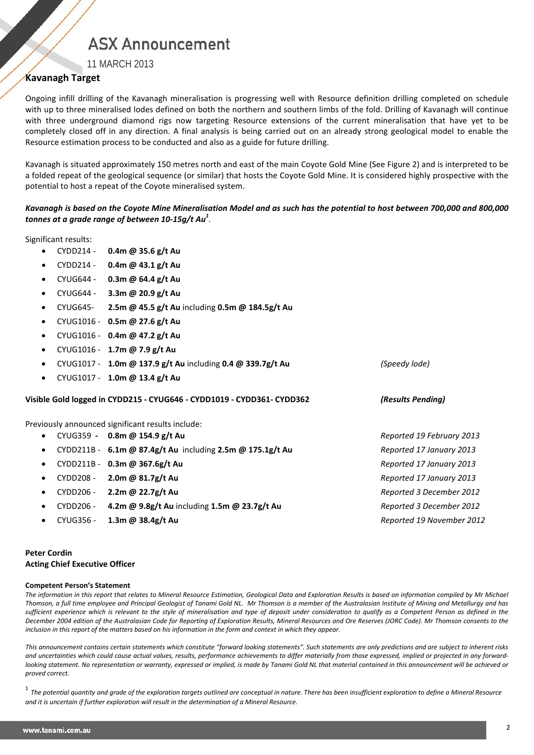## Kavanagh Target

Ongoing infill drilling of the Kavanagh mineralisation is progressing well with Resource definition drilling completed on schedule with up to three mineralised lodes defined on both the northern and southern limbs of the fold. Drilling of Kavanagh will continue with three underground diamond rigs now targeting Resource extensions of the current mineralisation that have yet to be completely closed off in any direction. A final analysis is being carried out on an already strong geological model to enable the Resource estimation process to be conducted and also as a guide for future drilling.

Kavanagh is situated approximately 150 metres north and east of the main Coyote Gold Mine (See Figure 2) and is interpreted to be a folded repeat of the geological sequence (or similar) that hosts the Coyote Gold Mine. It is considered highly prospective with the potential to host a repeat of the Coyote mineralised system.

***Kavanagh is based on the Coyote Mine Mineralisation Model and as such has the potential to host between 700,000 and 800,000 tonnes at a grade range of between 10-15g/t Au[1].***

Significant results:

- CYDD214 - **0.4m @ 35.6 g/t Au**
- CYDD214 - **0.4m @ 43.1 g/t Au**
- CYUG644 - **0.3m @ 64.4 g/t Au**
- CYUG644 - **3.3m @ 20.9 g/t Au**
- CYUG645- **2.5m @ 45.5 g/t Au** including **0.5m @ 184.5g/t Au**
- CYUG1016 - **0.5m @ 27.6 g/t Au**
- CYUG1016 - **0.4m @ 47.2 g/t Au**
- CYUG1016 - **1.7m @ 7.9 g/t Au**
- CYUG1017 - **1.0m @ 137.9 g/t Au** including **0.4 @ 339.7g/t Au** *(Speedy lode)*
- CYUG1017 - **1.0m @ 13.4 g/t Au**

**Visible Gold logged in CYDD215 - CYUG646 - CYDD1019 - CYDD361- CYDD362** ***(Results Pending)***

Previously announced significant results include:

- CYUG359 **- 0.8m @ 154.9 g/t Au** *Reported 19 February 2013*
- CYDD211B - **6.1m @ 87.4g/t Au** including **2.5m @ 175.1g/t Au** *Reported 17 January 2013*
- CYDD211B - **0.3m @ 367.6g/t Au** *Reported 17 January 2013*
- CYDD208 - **2.0m @ 81.7g/t Au** *Reported 17 January 2013*
- CYDD206 - **2.2m @ 22.7g/t Au** *Reported 3 December 2012*
- CYDD206 - **4.2m @ 9.8g/t Au** including **1.5m @ 23.7g/t Au** *Reported 3 December 2012*
- CYUG356 - **1.3m @ 38.4g/t Au** *Reported 19 November 2012*

**Peter Cordin**
**Acting Chief Executive Officer**

**Competent Person's Statement**

*The information in this report that relates to Mineral Resource Estimation, Geological Data and Exploration Results is based on information compiled by Mr Michael Thomson, a full time employee and Principal Geologist of Tanami Gold NL. Mr Thomson is a member of the Australasian Institute of Mining and Metallurgy and has sufficient experience which is relevant to the style of mineralisation and type of deposit under consideration to qualify as a Competent Person as defined in the December 2004 edition of the Australasian Code for Reporting of Exploration Results, Mineral Resources and Ore Reserves (JORC Code). Mr Thomson consents to the inclusion in this report of the matters based on his information in the form and context in which they appear.*

*This announcement contains certain statements which constitute "forward looking statements". Such statements are only predictions and are subject to inherent risks and uncertainties which could cause actual values, results, performance achievements to differ materially from those expressed, implied or projected in any forward-looking statement. No representation or warranty, expressed or implied, is made by Tanami Gold NL that material contained in this announcement will be achieved or proved correct.*

[1] *The potential quantity and grade of the exploration targets outlined are conceptual in nature. There has been insufficient exploration to define a Mineral Resource and it is uncertain if further exploration will result in the determination of a Mineral Resource.*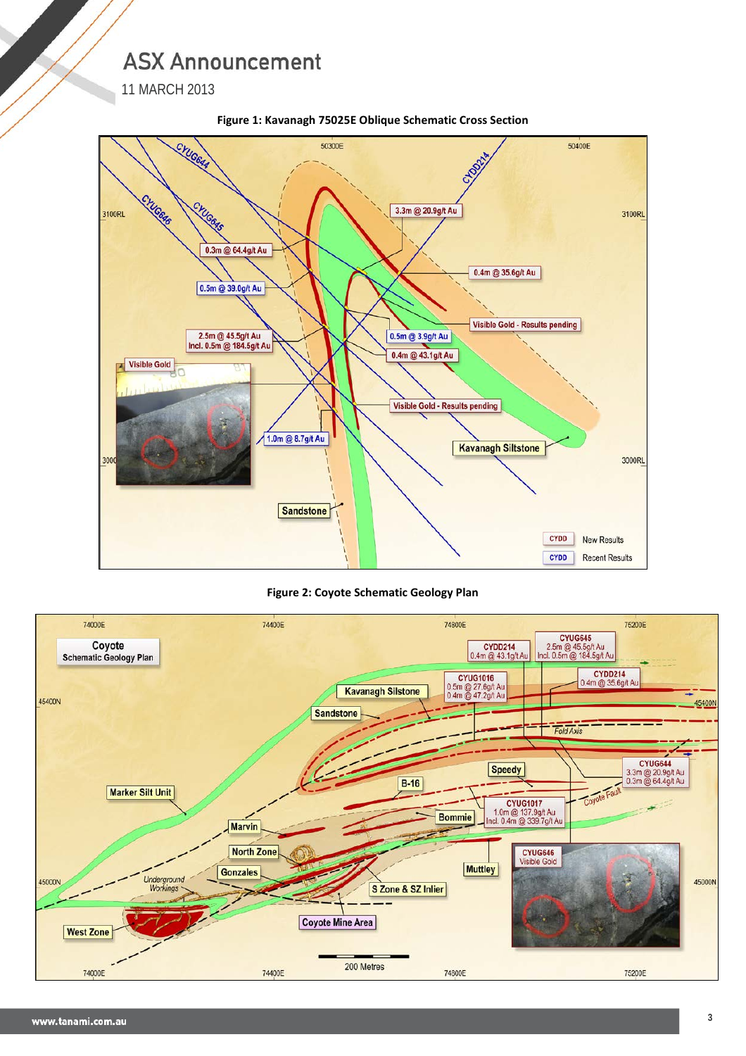# ASX Announcement

11 MARCH 2013

**Figure 1: Kavanagh 75025E Oblique Schematic Cross Section**

**Figure 2: Coyote Schematic Geology Plan**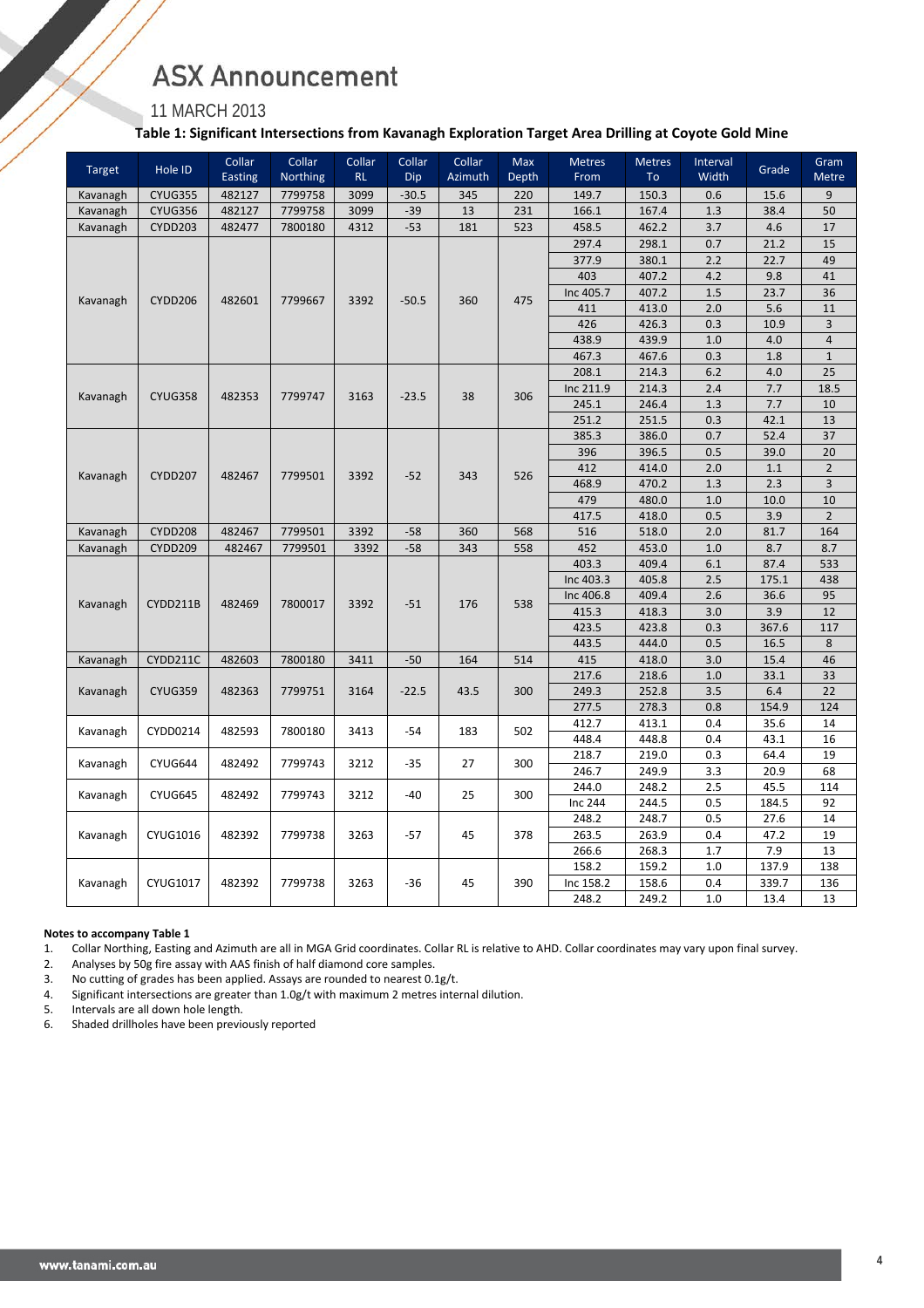# ASX Announcement

11 MARCH 2013

**Table 1: Significant Intersections from Kavanagh Exploration Target Area Drilling at Coyote Gold Mine**

| Target | Hole ID | Collar Easting | Collar Northing | Collar RL | Collar Dip | Collar Azimuth | Max Depth | Metres From | Metres To | Interval Width | Grade | Gram Metre |
|---|---|---|---|---|---|---|---|---|---|---|---|---|
| Kavanagh | CYUG355 | 482127 | 7799758 | 3099 | -30.5 | 345 | 220 | 149.7 | 150.3 | 0.6 | 15.6 | 9 |
| Kavanagh | CYUG356 | 482127 | 7799758 | 3099 | -39 | 13 | 231 | 166.1 | 167.4 | 1.3 | 38.4 | 50 |
| Kavanagh | CYDD203 | 482477 | 7800180 | 4312 | -53 | 181 | 523 | 458.5 | 462.2 | 3.7 | 4.6 | 17 |
| Kavanagh | CYDD206 | 482601 | 7799667 | 3392 | -50.5 | 360 | 475 | 297.4 | 298.1 | 0.7 | 21.2 | 15 |
| | | | | | | | | 377.9 | 380.1 | 2.2 | 22.7 | 49 |
| | | | | | | | | 403 | 407.2 | 4.2 | 9.8 | 41 |
| | | | | | | | | Inc 405.7 | 407.2 | 1.5 | 23.7 | 36 |
| | | | | | | | | 411 | 413.0 | 2.0 | 5.6 | 11 |
| | | | | | | | | 426 | 426.3 | 0.3 | 10.9 | 3 |
| | | | | | | | | 438.9 | 439.9 | 1.0 | 4.0 | 4 |
| | | | | | | | | 467.3 | 467.6 | 0.3 | 1.8 | 1 |
| Kavanagh | CYUG358 | 482353 | 7799747 | 3163 | -23.5 | 38 | 306 | 208.1 | 214.3 | 6.2 | 4.0 | 25 |
| | | | | | | | | Inc 211.9 | 214.3 | 2.4 | 7.7 | 18.5 |
| | | | | | | | | 245.1 | 246.4 | 1.3 | 7.7 | 10 |
| | | | | | | | | 251.2 | 251.5 | 0.3 | 42.1 | 13 |
| Kavanagh | CYDD207 | 482467 | 7799501 | 3392 | -52 | 343 | 526 | 385.3 | 386.0 | 0.7 | 52.4 | 37 |
| | | | | | | | | 396 | 396.5 | 0.5 | 39.0 | 20 |
| | | | | | | | | 412 | 414.0 | 2.0 | 1.1 | 2 |
| | | | | | | | | 468.9 | 470.2 | 1.3 | 2.3 | 3 |
| | | | | | | | | 479 | 480.0 | 1.0 | 10.0 | 10 |
| | | | | | | | | 417.5 | 418.0 | 0.5 | 3.9 | 2 |
| Kavanagh | CYDD208 | 482467 | 7799501 | 3392 | -58 | 360 | 568 | 516 | 518.0 | 2.0 | 81.7 | 164 |
| Kavanagh | CYDD209 | 482467 | 7799501 | 3392 | -58 | 343 | 558 | 452 | 453.0 | 1.0 | 8.7 | 8.7 |
| Kavanagh | CYDD211B | 482469 | 7800017 | 3392 | -51 | 176 | 538 | 403.3 | 409.4 | 6.1 | 87.4 | 533 |
| | | | | | | | | Inc 403.3 | 405.8 | 2.5 | 175.1 | 438 |
| | | | | | | | | Inc 406.8 | 409.4 | 2.6 | 36.6 | 95 |
| | | | | | | | | 415.3 | 418.3 | 3.0 | 3.9 | 12 |
| | | | | | | | | 423.5 | 423.8 | 0.3 | 367.6 | 117 |
| | | | | | | | | 443.5 | 444.0 | 0.5 | 16.5 | 8 |
| Kavanagh | CYDD211C | 482603 | 7800180 | 3411 | -50 | 164 | 514 | 415 | 418.0 | 3.0 | 15.4 | 46 |
| Kavanagh | CYUG359 | 482363 | 7799751 | 3164 | -22.5 | 43.5 | 300 | 217.6 | 218.6 | 1.0 | 33.1 | 33 |
| | | | | | | | | 249.3 | 252.8 | 3.5 | 6.4 | 22 |
| | | | | | | | | 277.5 | 278.3 | 0.8 | 154.9 | 124 |
| Kavanagh | CYDD0214 | 482593 | 7800180 | 3413 | -54 | 183 | 502 | 412.7 | 413.1 | 0.4 | 35.6 | 14 |
| | | | | | | | | 448.4 | 448.8 | 0.4 | 43.1 | 16 |
| Kavanagh | CYUG644 | 482492 | 7799743 | 3212 | -35 | 27 | 300 | 218.7 | 219.0 | 0.3 | 64.4 | 19 |
| | | | | | | | | 246.7 | 249.9 | 3.3 | 20.9 | 68 |
| Kavanagh | CYUG645 | 482492 | 7799743 | 3212 | -40 | 25 | 300 | 244.0 | 248.2 | 2.5 | 45.5 | 114 |
| | | | | | | | | Inc 244 | 244.5 | 0.5 | 184.5 | 92 |
| Kavanagh | CYUG1016 | 482392 | 7799738 | 3263 | -57 | 45 | 378 | 248.2 | 248.7 | 0.5 | 27.6 | 14 |
| | | | | | | | | 263.5 | 263.9 | 0.4 | 47.2 | 19 |
| | | | | | | | | 266.6 | 268.3 | 1.7 | 7.9 | 13 |
| Kavanagh | CYUG1017 | 482392 | 7799738 | 3263 | -36 | 45 | 390 | 158.2 | 159.2 | 1.0 | 137.9 | 138 |
| | | | | | | | | Inc 158.2 | 158.6 | 0.4 | 339.7 | 136 |
| | | | | | | | | 248.2 | 249.2 | 1.0 | 13.4 | 13 |

**Notes to accompany Table 1**

1. Collar Northing, Easting and Azimuth are all in MGA Grid coordinates. Collar RL is relative to AHD. Collar coordinates may vary upon final survey.
2. Analyses by 50g fire assay with AAS finish of half diamond core samples.
3. No cutting of grades has been applied. Assays are rounded to nearest 0.1g/t.
4. Significant intersections are greater than 1.0g/t with maximum 2 metres internal dilution.
5. Intervals are all down hole length.
6. Shaded drillholes have been previously reported

www.tanami.com.au